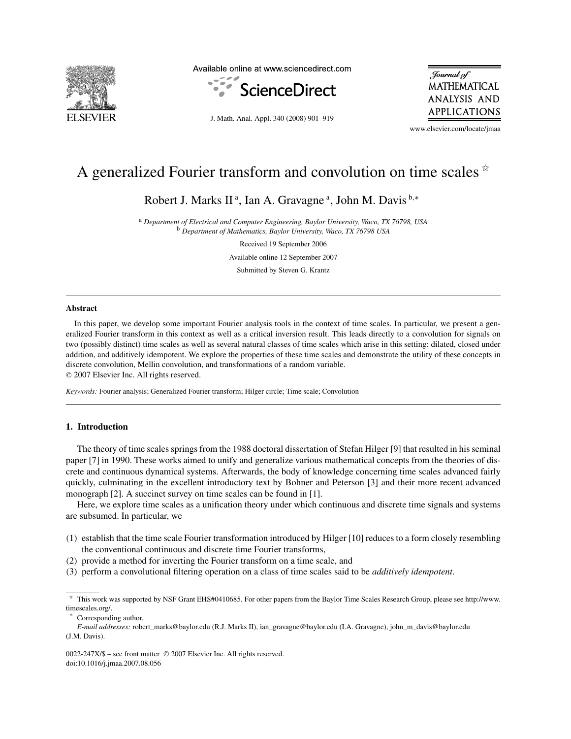# A generalized Fourier transform and convolution on time scales ☆

Robert J. Marks II [a], Ian A. Gravagne [a], John M. Davis [b,*]

[a] *Department of Electrical and Computer Engineering, Baylor University, Waco, TX 76798, USA*
[b] *Department of Mathematics, Baylor University, Waco, TX 76798 USA*

Received 19 September 2006

Available online 12 September 2007

Submitted by Steven G. Krantz

## Abstract

In this paper, we develop some important Fourier analysis tools in the context of time scales. In particular, we present a generalized Fourier transform in this context as well as a critical inversion result. This leads directly to a convolution for signals on two (possibly distinct) time scales as well as several natural classes of time scales which arise in this setting: dilated, closed under addition, and additively idempotent. We explore the properties of these time scales and demonstrate the utility of these concepts in discrete convolution, Mellin convolution, and transformations of a random variable.

© 2007 Elsevier Inc. All rights reserved.

*Keywords:* Fourier analysis; Generalized Fourier transform; Hilger circle; Time scale; Convolution

## 1. Introduction

The theory of time scales springs from the 1988 doctoral dissertation of Stefan Hilger [9] that resulted in his seminal paper [7] in 1990. These works aimed to unify and generalize various mathematical concepts from the theories of discrete and continuous dynamical systems. Afterwards, the body of knowledge concerning time scales advanced fairly quickly, culminating in the excellent introductory text by Bohner and Peterson [3] and their more recent advanced monograph [2]. A succinct survey on time scales can be found in [1].

Here, we explore time scales as a unification theory under which continuous and discrete time signals and systems are subsumed. In particular, we

(1) establish that the time scale Fourier transformation introduced by Hilger [10] reduces to a form closely resembling the conventional continuous and discrete time Fourier transforms,
(2) provide a method for inverting the Fourier transform on a time scale, and
(3) perform a convolutional filtering operation on a class of time scales said to be *additively idempotent*.

☆ This work was supported by NSF Grant EHS#0410685. For other papers from the Baylor Time Scales Research Group, please see http://www.timescales.org/.

\* Corresponding author.

*E-mail addresses:* robert_marks@baylor.edu (R.J. Marks II), ian_gravagne@baylor.edu (I.A. Gravagne), john_m_davis@baylor.edu (J.M. Davis).

0022-247X/$ – see front matter © 2007 Elsevier Inc. All rights reserved.
doi:10.1016/j.jmaa.2007.08.056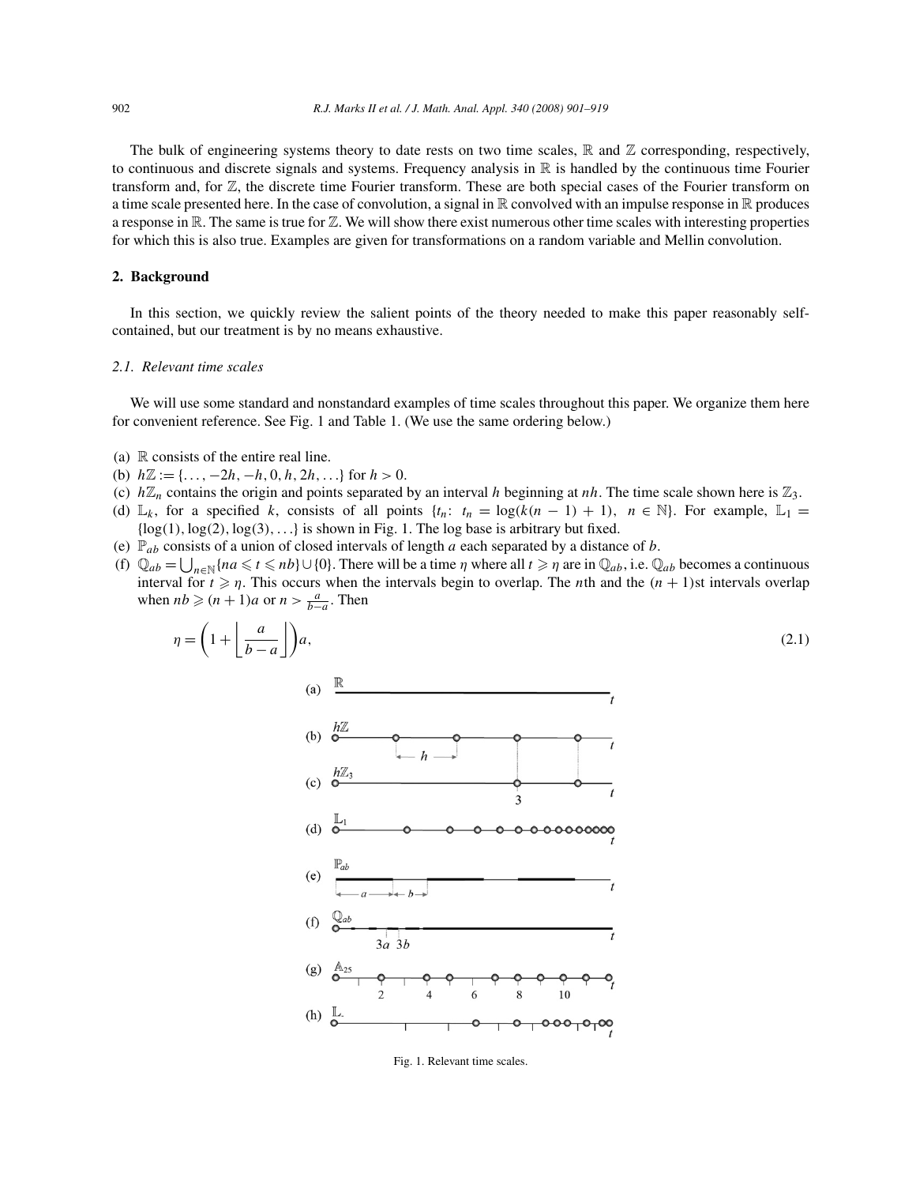The bulk of engineering systems theory to date rests on two time scales, $\mathbb{R}$ and $\mathbb{Z}$ corresponding, respectively, to continuous and discrete signals and systems. Frequency analysis in $\mathbb{R}$ is handled by the continuous time Fourier transform and, for $\mathbb{Z}$, the discrete time Fourier transform. These are both special cases of the Fourier transform on a time scale presented here. In the case of convolution, a signal in $\mathbb{R}$ convolved with an impulse response in $\mathbb{R}$ produces a response in $\mathbb{R}$. The same is true for $\mathbb{Z}$. We will show there exist numerous other time scales with interesting properties for which this is also true. Examples are given for transformations on a random variable and Mellin convolution.

## 2. Background

In this section, we quickly review the salient points of the theory needed to make this paper reasonably self-contained, but our treatment is by no means exhaustive.

### 2.1. Relevant time scales

We will use some standard and nonstandard examples of time scales throughout this paper. We organize them here for convenient reference. See Fig. 1 and Table 1. (We use the same ordering below.)

(a) $\mathbb{R}$ consists of the entire real line.
(b) $h\mathbb{Z} := \{\ldots, -2h, -h, 0, h, 2h, \ldots\}$ for $h > 0$.
(c) $h\mathbb{Z}_n$ contains the origin and points separated by an interval $h$ beginning at $nh$. The time scale shown here is $\mathbb{Z}_3$.
(d) $\mathbb{L}_k$, for a specified $k$, consists of all points $\{t_n\colon\ t_n = \log(k(n-1)+1),\ n \in \mathbb{N}\}$. For example, $\mathbb{L}_1 = \{\log(1), \log(2), \log(3), \ldots\}$ is shown in Fig. 1. The log base is arbitrary but fixed.
(e) $\mathbb{P}_{ab}$ consists of a union of closed intervals of length $a$ each separated by a distance of $b$.
(f) $\mathbb{Q}_{ab} = \bigcup_{n\in\mathbb{N}}\{na \leqslant t \leqslant nb\} \cup \{0\}$. There will be a time $\eta$ where all $t \geqslant \eta$ are in $\mathbb{Q}_{ab}$, i.e. $\mathbb{Q}_{ab}$ becomes a continuous interval for $t \geqslant \eta$. This occurs when the intervals begin to overlap. The $n$th and the $(n+1)$st intervals overlap when $nb \geqslant (n+1)a$ or $n > \frac{a}{b-a}$. Then

$$\eta = \left(1 + \left\lfloor \frac{a}{b-a} \right\rfloor\right)a, \tag{2.1}$$

Fig. 1. Relevant time scales.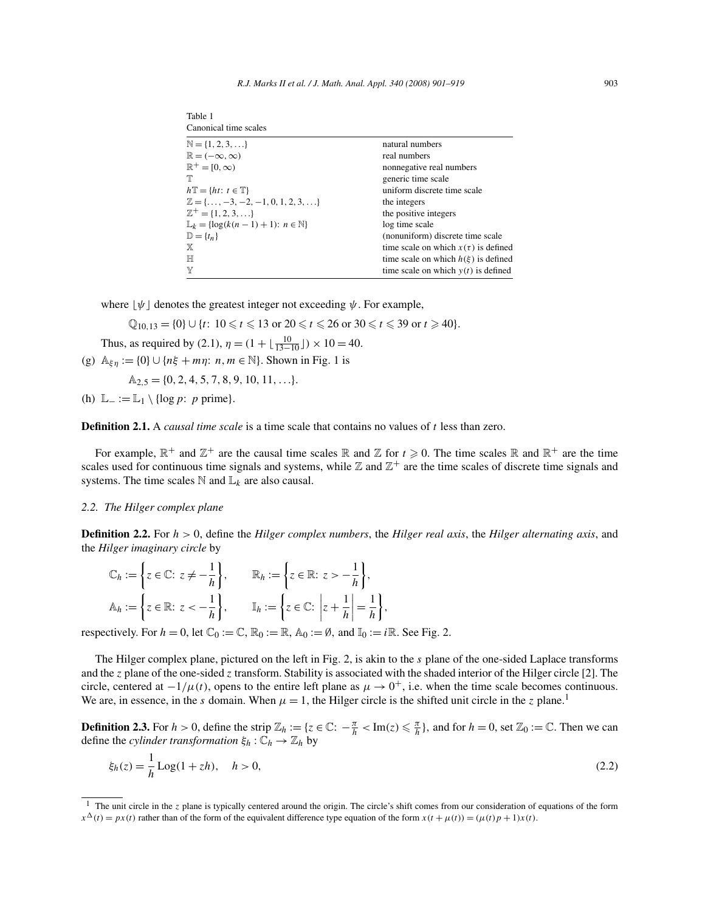Table 1
Canonical time scales

| | |
|---|---|
| $\mathbb{N} = \{1, 2, 3, \ldots\}$ | natural numbers |
| $\mathbb{R} = (-\infty, \infty)$ | real numbers |
| $\mathbb{R}^+ = [0, \infty)$ | nonnegative real numbers |
| $\mathbb{T}$ | generic time scale |
| $h\mathbb{T} = \{ht\colon\ t \in \mathbb{T}\}$ | uniform discrete time scale |
| $\mathbb{Z} = \{\ldots, -3, -2, -1, 0, 1, 2, 3, \ldots\}$ | the integers |
| $\mathbb{Z}^+ = \{1, 2, 3, \ldots\}$ | the positive integers |
| $\mathbb{L}_k = \{\log(k(n-1)+1)\colon\ n \in \mathbb{N}\}$ | log time scale |
| $\mathbb{D} = \{t_n\}$ | (nonuniform) discrete time scale |
| $\mathbb{X}$ | time scale on which $x(\tau)$ is defined |
| $\mathbb{H}$ | time scale on which $h(\xi)$ is defined |
| $\mathbb{Y}$ | time scale on which $y(t)$ is defined |

where $\lfloor \psi \rfloor$ denotes the greatest integer not exceeding $\psi$. For example,

$$\mathbb{Q}_{10,13} = \{0\} \cup \{t\colon\ 10 \leqslant t \leqslant 13 \text{ or } 20 \leqslant t \leqslant 26 \text{ or } 30 \leqslant t \leqslant 39 \text{ or } t \geqslant 40\}.$$

Thus, as required by (2.1), $\eta = (1 + \lfloor \frac{10}{13-10} \rfloor) \times 10 = 40$.

(g) $\mathbb{A}_{\xi\eta} := \{0\} \cup \{n\xi + m\eta\colon\ n, m \in \mathbb{N}\}$. Shown in Fig. 1 is

$$\mathbb{A}_{2,5} = \{0, 2, 4, 5, 7, 8, 9, 10, 11, \ldots\}.$$

(h) $\mathbb{L}_- := \mathbb{L}_1 \setminus \{\log p\colon\ p \text{ prime}\}$.

**Definition 2.1.** A *causal time scale* is a time scale that contains no values of $t$ less than zero.

For example, $\mathbb{R}^+$ and $\mathbb{Z}^+$ are the causal time scales $\mathbb{R}$ and $\mathbb{Z}$ for $t \geqslant 0$. The time scales $\mathbb{R}$ and $\mathbb{R}^+$ are the time scales used for continuous time signals and systems, while $\mathbb{Z}$ and $\mathbb{Z}^+$ are the time scales of discrete time signals and systems. The time scales $\mathbb{N}$ and $\mathbb{L}_k$ are also causal.

### 2.2. The Hilger complex plane

**Definition 2.2.** For $h > 0$, define the *Hilger complex numbers*, the *Hilger real axis*, the *Hilger alternating axis*, and the *Hilger imaginary circle* by

$$\mathbb{C}_h := \left\{ z \in \mathbb{C}\colon\ z \neq -\frac{1}{h} \right\}, \qquad \mathbb{R}_h := \left\{ z \in \mathbb{R}\colon\ z > -\frac{1}{h} \right\},$$
$$\mathbb{A}_h := \left\{ z \in \mathbb{R}\colon\ z < -\frac{1}{h} \right\}, \qquad \mathbb{I}_h := \left\{ z \in \mathbb{C}\colon\ \left| z + \frac{1}{h} \right| = \frac{1}{h} \right\},$$

respectively. For $h = 0$, let $\mathbb{C}_0 := \mathbb{C}$, $\mathbb{R}_0 := \mathbb{R}$, $\mathbb{A}_0 := \emptyset$, and $\mathbb{I}_0 := i\mathbb{R}$. See Fig. 2.

The Hilger complex plane, pictured on the left in Fig. 2, is akin to the $s$ plane of the one-sided Laplace transforms and the $z$ plane of the one-sided $z$ transform. Stability is associated with the shaded interior of the Hilger circle [2]. The circle, centered at $-1/\mu(t)$, opens to the entire left plane as $\mu \to 0^+$, i.e. when the time scale becomes continuous. We are, in essence, in the $s$ domain. When $\mu = 1$, the Hilger circle is the shifted unit circle in the $z$ plane.[1]

**Definition 2.3.** For $h > 0$, define the strip $\mathbb{Z}_h := \{z \in \mathbb{C}\colon\ -\frac{\pi}{h} < \operatorname{Im}(z) \leqslant \frac{\pi}{h}\}$, and for $h = 0$, set $\mathbb{Z}_0 := \mathbb{C}$. Then we can define the *cylinder transformation* $\xi_h : \mathbb{C}_h \to \mathbb{Z}_h$ by

$$\xi_h(z) = \frac{1}{h} \operatorname{Log}(1 + zh), \quad h > 0, \tag{2.2}$$

[1] The unit circle in the $z$ plane is typically centered around the origin. The circle's shift comes from our consideration of equations of the form $x^{\Delta}(t) = px(t)$ rather than of the form of the equivalent difference type equation of the form $x(t + \mu(t)) = (\mu(t)p + 1)x(t)$.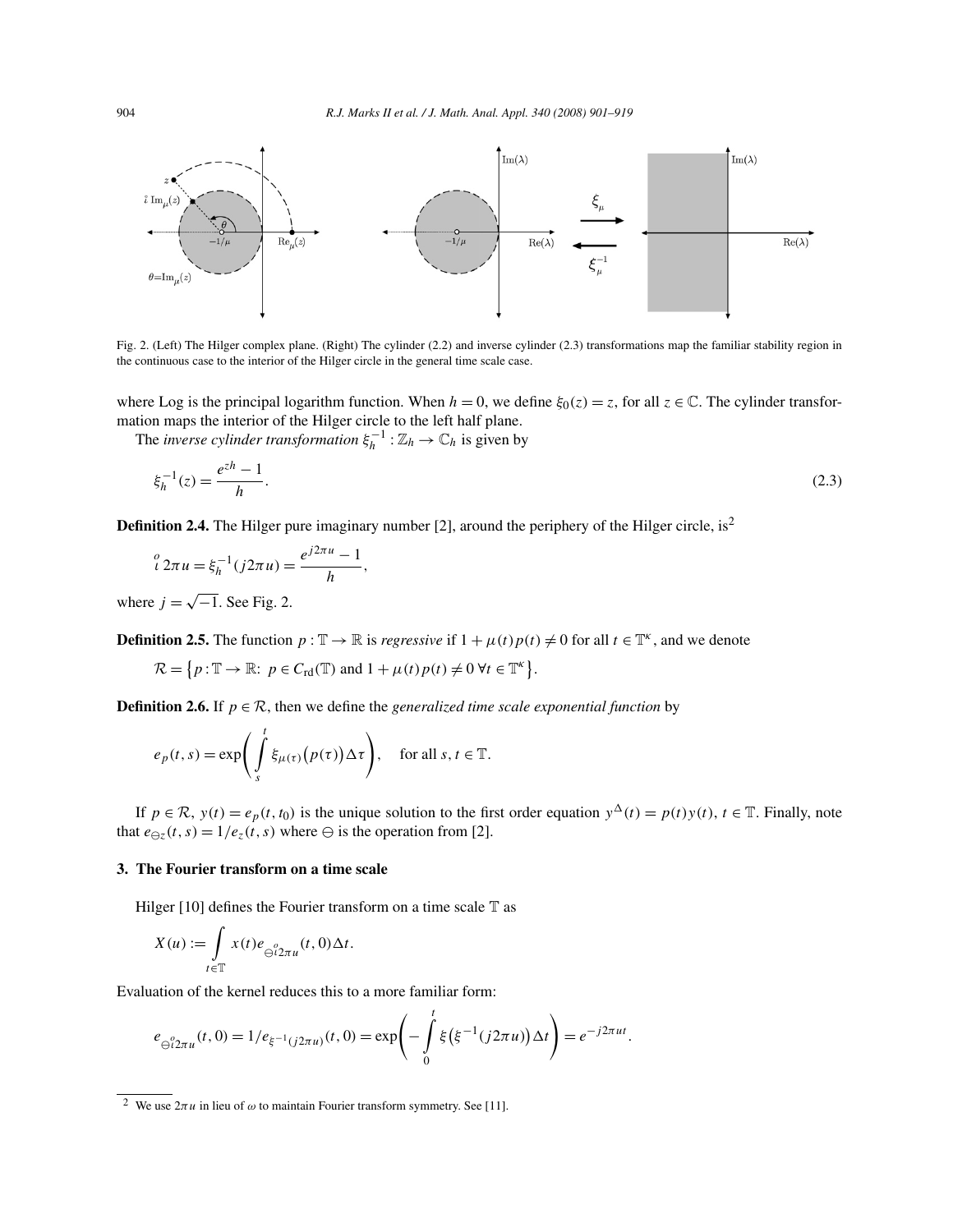Fig. 2. (Left) The Hilger complex plane. (Right) The cylinder (2.2) and inverse cylinder (2.3) transformations map the familiar stability region in the continuous case to the interior of the Hilger circle in the general time scale case.

where Log is the principal logarithm function. When $h = 0$, we define $\xi_0(z) = z$, for all $z \in \mathbb{C}$. The cylinder transformation maps the interior of the Hilger circle to the left half plane.

The *inverse cylinder transformation* $\xi_h^{-1} : \mathbb{Z}_h \to \mathbb{C}_h$ is given by

$$\xi_h^{-1}(z) = \frac{e^{zh} - 1}{h}. \tag{2.3}$$

**Definition 2.4.** The Hilger pure imaginary number [2], around the periphery of the Hilger circle, is[2]

$$\overset{o}{\iota}\, 2\pi u = \xi_h^{-1}(j2\pi u) = \frac{e^{j2\pi u} - 1}{h},$$

where $j = \sqrt{-1}$. See Fig. 2.

**Definition 2.5.** The function $p : \mathbb{T} \to \mathbb{R}$ is *regressive* if $1 + \mu(t)p(t) \neq 0$ for all $t \in \mathbb{T}^\kappa$, and we denote

$$\mathcal{R} = \left\{ p : \mathbb{T} \to \mathbb{R}\text{: } p \in C_{\text{rd}}(\mathbb{T}) \text{ and } 1 + \mu(t)p(t) \neq 0\ \forall t \in \mathbb{T}^\kappa \right\}.$$

**Definition 2.6.** If $p \in \mathcal{R}$, then we define the *generalized time scale exponential function* by

$$e_p(t, s) = \exp\left( \int_s^t \xi_{\mu(\tau)}\big(p(\tau)\big) \Delta\tau \right), \quad \text{for all } s, t \in \mathbb{T}.$$

If $p \in \mathcal{R}$, $y(t) = e_p(t, t_0)$ is the unique solution to the first order equation $y^\Delta(t) = p(t)y(t)$, $t \in \mathbb{T}$. Finally, note that $e_{\ominus z}(t, s) = 1/e_z(t, s)$ where $\ominus$ is the operation from [2].

## 3. The Fourier transform on a time scale

Hilger [10] defines the Fourier transform on a time scale $\mathbb{T}$ as

$$X(u) := \int_{t \in \mathbb{T}} x(t) e_{\ominus \overset{o}{\iota} 2\pi u}(t, 0) \Delta t.$$

Evaluation of the kernel reduces this to a more familiar form:

$$e_{\ominus \overset{o}{\iota} 2\pi u}(t, 0) = 1/e_{\xi^{-1}(j2\pi u)}(t, 0) = \exp\left( -\int_0^t \xi\big(\xi^{-1}(j2\pi u)\big) \Delta t \right) = e^{-j2\pi ut}.$$

[2] We use $2\pi u$ in lieu of $\omega$ to maintain Fourier transform symmetry. See [11].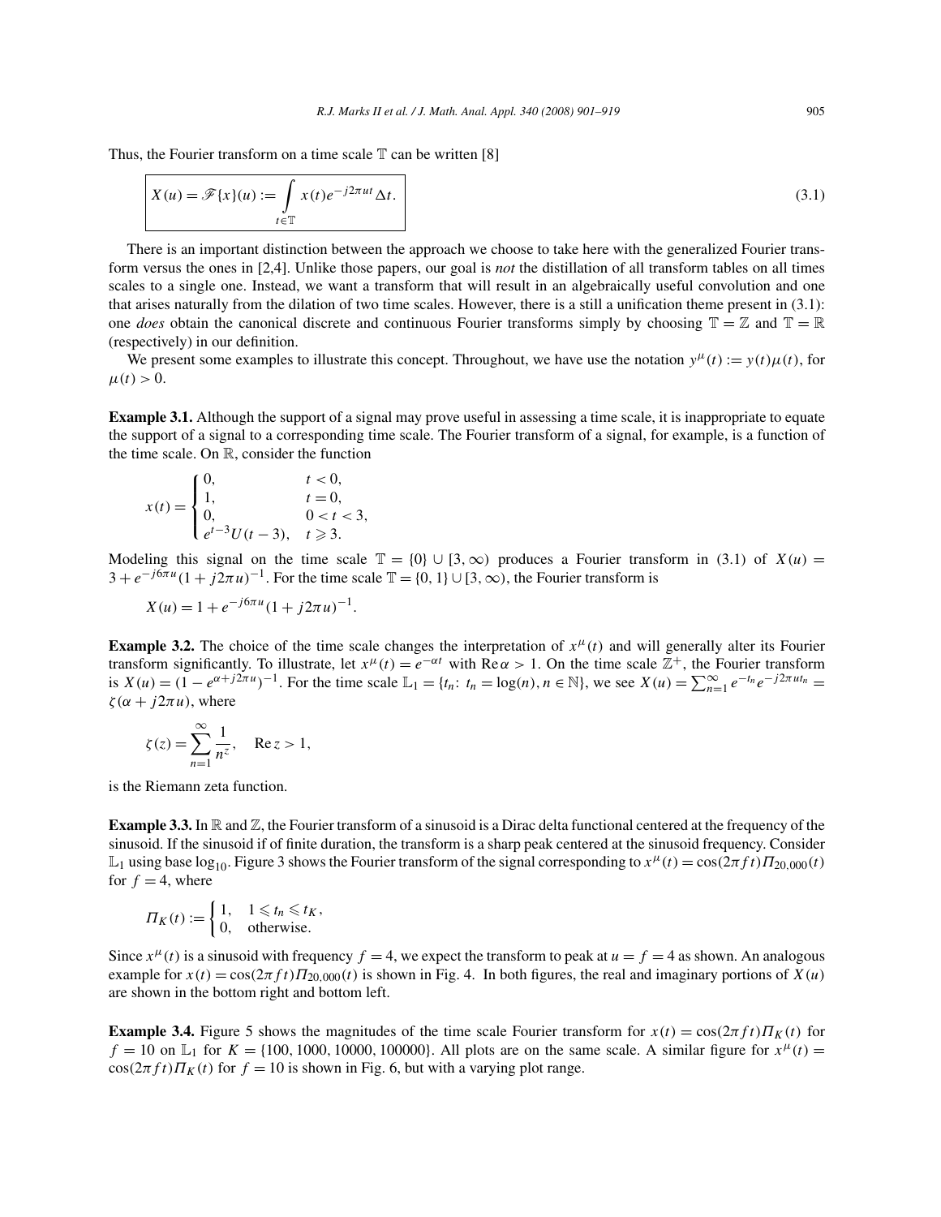Thus, the Fourier transform on a time scale $\mathbb{T}$ can be written [8]

$$X(u) = \mathscr{F}\{x\}(u) := \int_{t\in\mathbb{T}} x(t)e^{-j2\pi ut}\,\Delta t. \tag{3.1}$$

There is an important distinction between the approach we choose to take here with the generalized Fourier transform versus the ones in [2,4]. Unlike those papers, our goal is *not* the distillation of all transform tables on all times scales to a single one. Instead, we want a transform that will result in an algebraically useful convolution and one that arises naturally from the dilation of two time scales. However, there is a still a unification theme present in (3.1): one *does* obtain the canonical discrete and continuous Fourier transforms simply by choosing $\mathbb{T} = \mathbb{Z}$ and $\mathbb{T} = \mathbb{R}$ (respectively) in our definition.

We present some examples to illustrate this concept. Throughout, we have use the notation $y^{\mu}(t) := y(t)\mu(t)$, for $\mu(t) > 0$.

**Example 3.1.** Although the support of a signal may prove useful in assessing a time scale, it is inappropriate to equate the support of a signal to a corresponding time scale. The Fourier transform of a signal, for example, is a function of the time scale. On $\mathbb{R}$, consider the function

$$x(t) = \begin{cases} 0, & t < 0, \\ 1, & t = 0, \\ 0, & 0 < t < 3, \\ e^{t-3}U(t-3), & t \geqslant 3. \end{cases}$$

Modeling this signal on the time scale $\mathbb{T} = \{0\} \cup [3,\infty)$ produces a Fourier transform in (3.1) of $X(u) = 3 + e^{-j6\pi u}(1 + j2\pi u)^{-1}$. For the time scale $\mathbb{T} = \{0,1\} \cup [3,\infty)$, the Fourier transform is

$$X(u) = 1 + e^{-j6\pi u}(1 + j2\pi u)^{-1}.$$

**Example 3.2.** The choice of the time scale changes the interpretation of $x^{\mu}(t)$ and will generally alter its Fourier transform significantly. To illustrate, let $x^{\mu}(t) = e^{-\alpha t}$ with $\operatorname{Re}\alpha > 1$. On the time scale $\mathbb{Z}^{+}$, the Fourier transform is $X(u) = (1 - e^{\alpha + j2\pi u})^{-1}$. For the time scale $\mathbb{L}_1 = \{t_n\colon t_n = \log(n), n \in \mathbb{N}\}$, we see $X(u) = \sum_{n=1}^{\infty} e^{-t_n} e^{-j2\pi u t_n} = \zeta(\alpha + j2\pi u)$, where

$$\zeta(z) = \sum_{n=1}^{\infty} \frac{1}{n^z}, \quad \operatorname{Re} z > 1,$$

is the Riemann zeta function.

**Example 3.3.** In $\mathbb{R}$ and $\mathbb{Z}$, the Fourier transform of a sinusoid is a Dirac delta functional centered at the frequency of the sinusoid. If the sinusoid if of finite duration, the transform is a sharp peak centered at the sinusoid frequency. Consider $\mathbb{L}_1$ using base $\log_{10}$. Figure 3 shows the Fourier transform of the signal corresponding to $x^{\mu}(t) = \cos(2\pi f t)\Pi_{20{,}000}(t)$ for $f = 4$, where

$$\Pi_K(t) := \begin{cases} 1, & 1 \leqslant t_n \leqslant t_K, \\ 0, & \text{otherwise}. \end{cases}$$

Since $x^{\mu}(t)$ is a sinusoid with frequency $f = 4$, we expect the transform to peak at $u = f = 4$ as shown. An analogous example for $x(t) = \cos(2\pi f t)\Pi_{20{,}000}(t)$ is shown in Fig. 4. In both figures, the real and imaginary portions of $X(u)$ are shown in the bottom right and bottom left.

**Example 3.4.** Figure 5 shows the magnitudes of the time scale Fourier transform for $x(t) = \cos(2\pi f t)\Pi_K(t)$ for $f = 10$ on $\mathbb{L}_1$ for $K = \{100, 1000, 10000, 100000\}$. All plots are on the same scale. A similar figure for $x^{\mu}(t) = \cos(2\pi f t)\Pi_K(t)$ for $f = 10$ is shown in Fig. 6, but with a varying plot range.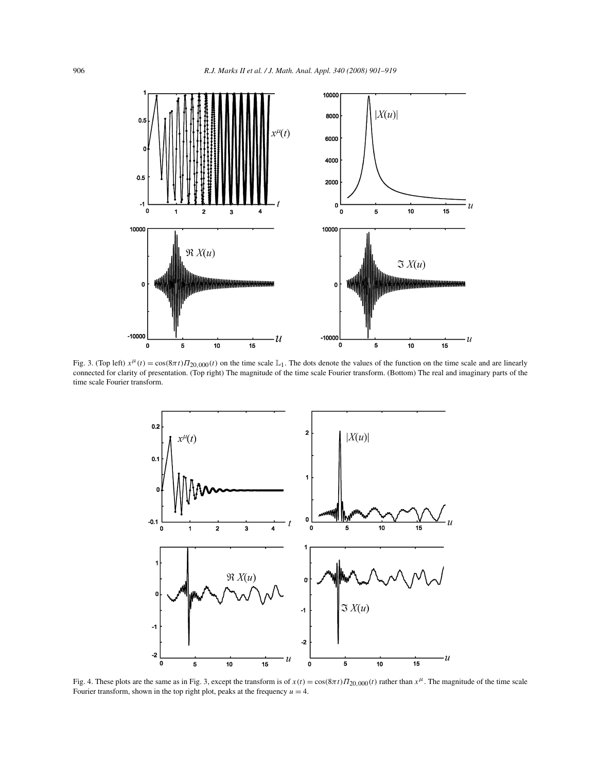Fig. 3. (Top left) $x^{\mu}(t) = \cos(8\pi t)\Pi_{20,000}(t)$ on the time scale $\mathbb{L}_1$. The dots denote the values of the function on the time scale and are linearly connected for clarity of presentation. (Top right) The magnitude of the time scale Fourier transform. (Bottom) The real and imaginary parts of the time scale Fourier transform.

Fig. 4. These plots are the same as in Fig. 3, except the transform is of $x(t) = \cos(8\pi t)\Pi_{20,000}(t)$ rather than $x^{\mu}$. The magnitude of the time scale Fourier transform, shown in the top right plot, peaks at the frequency $u = 4$.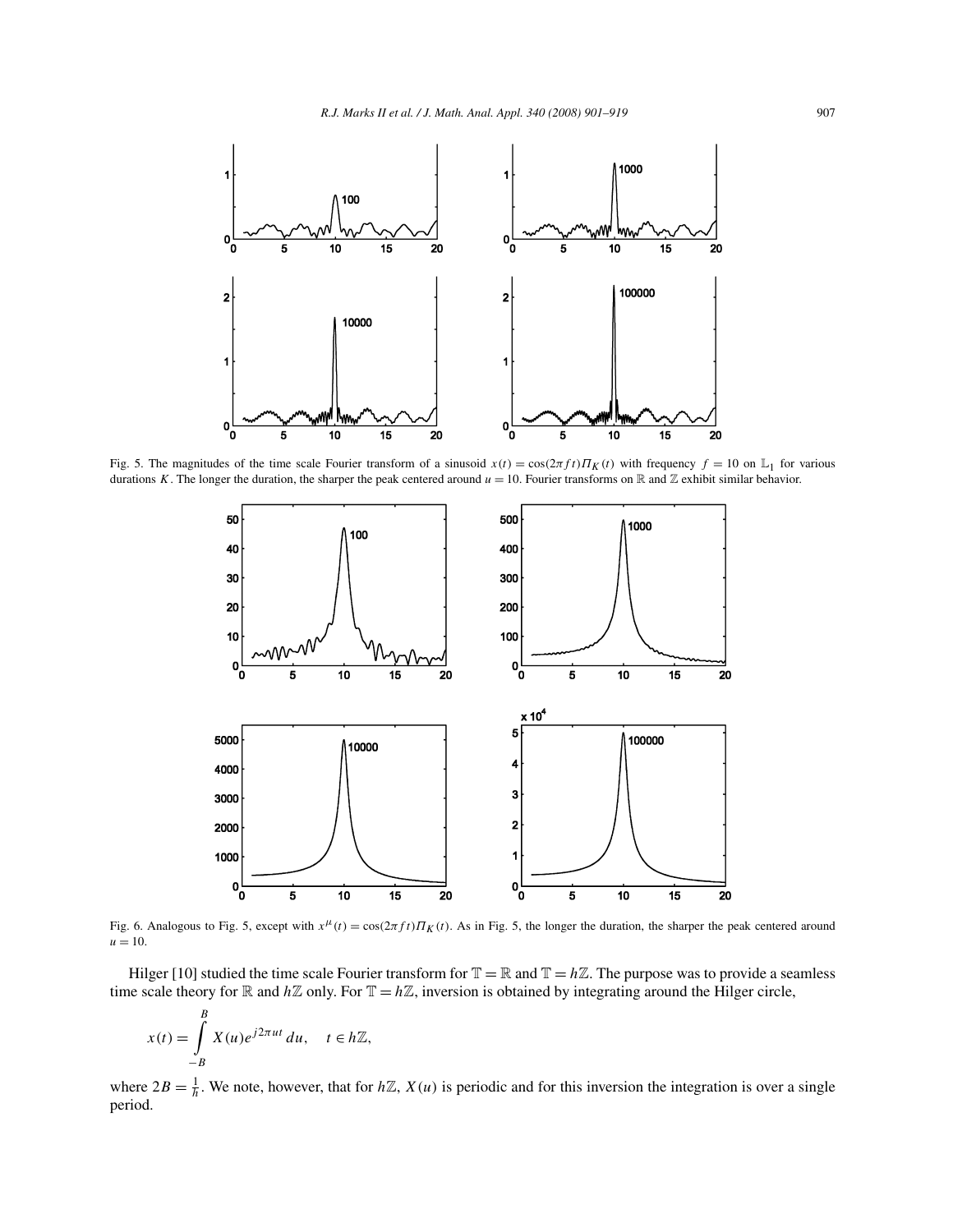Fig. 5. The magnitudes of the time scale Fourier transform of a sinusoid $x(t) = \cos(2\pi ft)\Pi_K(t)$ with frequency $f = 10$ on $\mathbb{L}_1$ for various durations $K$. The longer the duration, the sharper the peak centered around $u = 10$. Fourier transforms on $\mathbb{R}$ and $\mathbb{Z}$ exhibit similar behavior.

Fig. 6. Analogous to Fig. 5, except with $x^{\mu}(t) = \cos(2\pi ft)\Pi_K(t)$. As in Fig. 5, the longer the duration, the sharper the peak centered around $u = 10$.

Hilger [10] studied the time scale Fourier transform for $\mathbb{T} = \mathbb{R}$ and $\mathbb{T} = h\mathbb{Z}$. The purpose was to provide a seamless time scale theory for $\mathbb{R}$ and $h\mathbb{Z}$ only. For $\mathbb{T} = h\mathbb{Z}$, inversion is obtained by integrating around the Hilger circle,

$$x(t) = \int_{-B}^{B} X(u)e^{j2\pi ut}\,du, \quad t \in h\mathbb{Z},$$

where $2B = \frac{1}{h}$. We note, however, that for $h\mathbb{Z}$, $X(u)$ is periodic and for this inversion the integration is over a single period.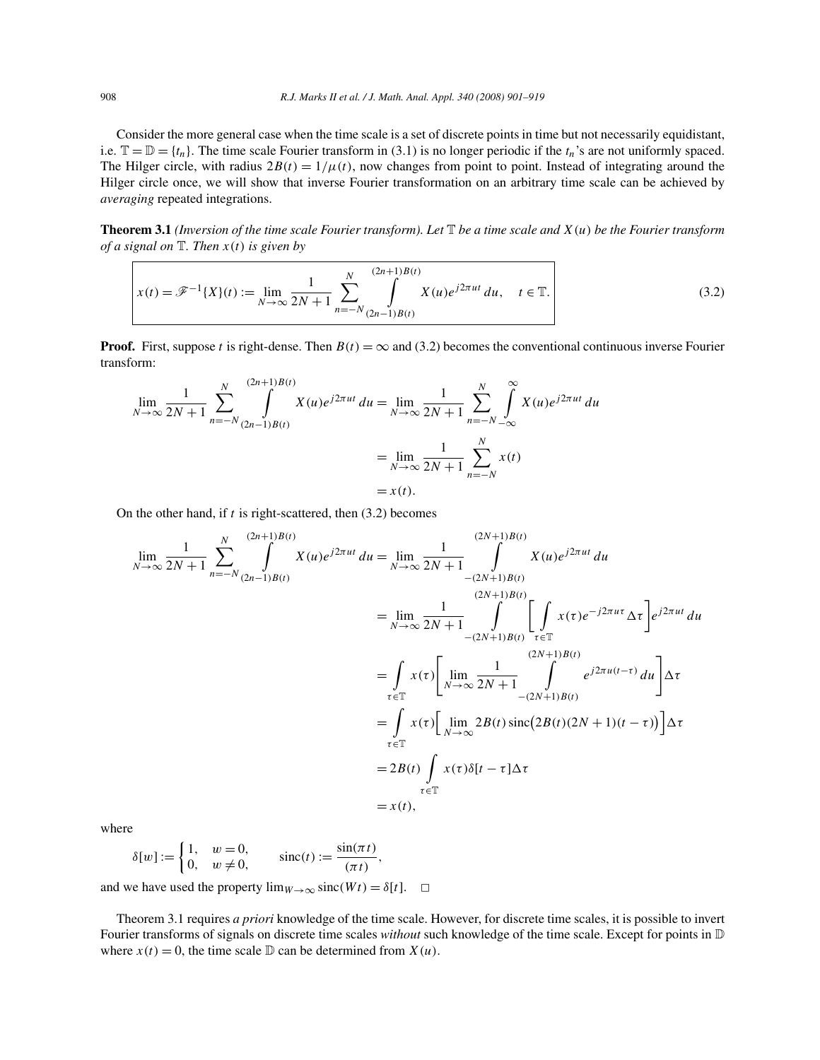Consider the more general case when the time scale is a set of discrete points in time but not necessarily equidistant, i.e. $\mathbb{T} = \mathbb{D} = \{t_n\}$. The time scale Fourier transform in (3.1) is no longer periodic if the $t_n$'s are not uniformly spaced. The Hilger circle, with radius $2B(t) = 1/\mu(t)$, now changes from point to point. Instead of integrating around the Hilger circle once, we will show that inverse Fourier transformation on an arbitrary time scale can be achieved by *averaging* repeated integrations.

**Theorem 3.1** *(Inversion of the time scale Fourier transform). Let $\mathbb{T}$ be a time scale and $X(u)$ be the Fourier transform of a signal on $\mathbb{T}$. Then $x(t)$ is given by*

$$x(t) = \mathscr{F}^{-1}\{X\}(t) := \lim_{N\to\infty} \frac{1}{2N+1} \sum_{n=-N}^{N} \int_{(2n-1)B(t)}^{(2n+1)B(t)} X(u) e^{j2\pi ut}\, du, \quad t \in \mathbb{T}. \tag{3.2}$$

**Proof.** First, suppose $t$ is right-dense. Then $B(t) = \infty$ and (3.2) becomes the conventional continuous inverse Fourier transform:

$$\begin{aligned}
\lim_{N\to\infty} \frac{1}{2N+1} \sum_{n=-N}^{N} \int_{(2n-1)B(t)}^{(2n+1)B(t)} X(u) e^{j2\pi ut}\, du &= \lim_{N\to\infty} \frac{1}{2N+1} \sum_{n=-N}^{N} \int_{-\infty}^{\infty} X(u) e^{j2\pi ut}\, du \\
&= \lim_{N\to\infty} \frac{1}{2N+1} \sum_{n=-N}^{N} x(t) \\
&= x(t).
\end{aligned}$$

On the other hand, if $t$ is right-scattered, then (3.2) becomes

$$\begin{aligned}
\lim_{N\to\infty} \frac{1}{2N+1} \sum_{n=-N}^{N} \int_{(2n-1)B(t)}^{(2n+1)B(t)} X(u) e^{j2\pi ut}\, du &= \lim_{N\to\infty} \frac{1}{2N+1} \int_{-(2N+1)B(t)}^{(2N+1)B(t)} X(u) e^{j2\pi ut}\, du \\
&= \lim_{N\to\infty} \frac{1}{2N+1} \int_{-(2N+1)B(t)}^{(2N+1)B(t)} \left[ \int_{\tau\in\mathbb{T}} x(\tau) e^{-j2\pi u\tau}\, \Delta\tau \right] e^{j2\pi ut}\, du \\
&= \int_{\tau\in\mathbb{T}} x(\tau) \left[ \lim_{N\to\infty} \frac{1}{2N+1} \int_{-(2N+1)B(t)}^{(2N+1)B(t)} e^{j2\pi u(t-\tau)}\, du \right] \Delta\tau \\
&= \int_{\tau\in\mathbb{T}} x(\tau) \left[ \lim_{N\to\infty} 2B(t)\, \mathrm{sinc}\big(2B(t)(2N+1)(t-\tau)\big) \right] \Delta\tau \\
&= 2B(t) \int_{\tau\in\mathbb{T}} x(\tau) \delta[t-\tau] \Delta\tau \\
&= x(t),
\end{aligned}$$

where

$$\delta[w] := \begin{cases} 1, & w = 0, \\ 0, & w \neq 0, \end{cases} \qquad \mathrm{sinc}(t) := \frac{\sin(\pi t)}{(\pi t)},$$

and we have used the property $\lim_{W\to\infty} \mathrm{sinc}(Wt) = \delta[t]$. $\square$

Theorem 3.1 requires *a priori* knowledge of the time scale. However, for discrete time scales, it is possible to invert Fourier transforms of signals on discrete time scales *without* such knowledge of the time scale. Except for points in $\mathbb{D}$ where $x(t) = 0$, the time scale $\mathbb{D}$ can be determined from $X(u)$.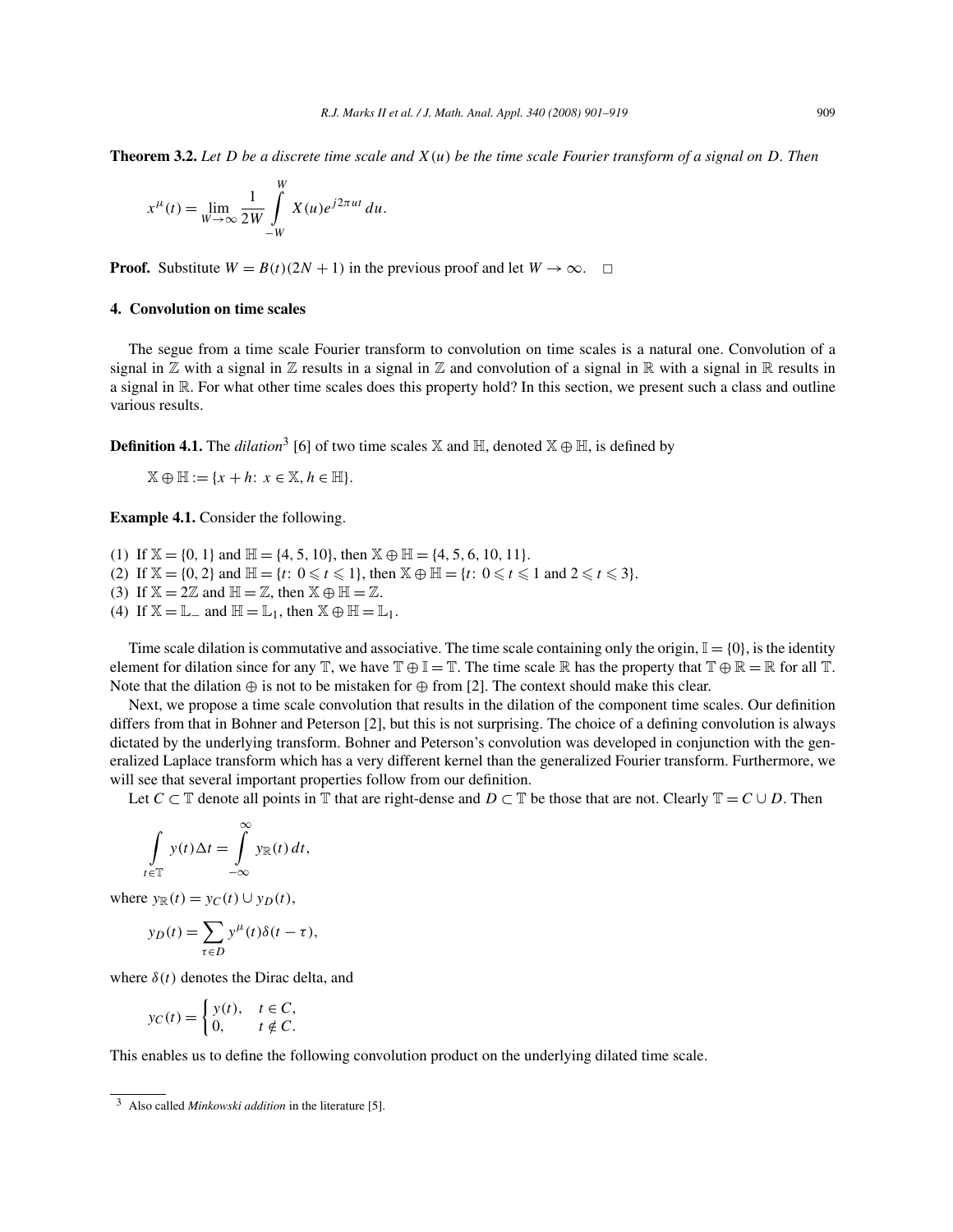**Theorem 3.2.** *Let $D$ be a discrete time scale and $X(u)$ be the time scale Fourier transform of a signal on $D$. Then*

$$x^{\mu}(t) = \lim_{W \to \infty} \frac{1}{2W} \int_{-W}^{W} X(u) e^{j2\pi ut}\, du.$$

**Proof.** Substitute $W = B(t)(2N+1)$ in the previous proof and let $W \to \infty$. $\square$

## 4. Convolution on time scales

The segue from a time scale Fourier transform to convolution on time scales is a natural one. Convolution of a signal in $\mathbb{Z}$ with a signal in $\mathbb{Z}$ results in a signal in $\mathbb{Z}$ and convolution of a signal in $\mathbb{R}$ with a signal in $\mathbb{R}$ results in a signal in $\mathbb{R}$. For what other time scales does this property hold? In this section, we present such a class and outline various results.

**Definition 4.1.** The *dilation*[3] [6] of two time scales $\mathbb{X}$ and $\mathbb{H}$, denoted $\mathbb{X} \oplus \mathbb{H}$, is defined by

$$\mathbb{X} \oplus \mathbb{H} := \{x + h\colon\ x \in \mathbb{X}, h \in \mathbb{H}\}.$$

**Example 4.1.** Consider the following.

(1) If $\mathbb{X} = \{0, 1\}$ and $\mathbb{H} = \{4, 5, 10\}$, then $\mathbb{X} \oplus \mathbb{H} = \{4, 5, 6, 10, 11\}$.
(2) If $\mathbb{X} = \{0, 2\}$ and $\mathbb{H} = \{t\colon\ 0 \leqslant t \leqslant 1\}$, then $\mathbb{X} \oplus \mathbb{H} = \{t\colon\ 0 \leqslant t \leqslant 1 \text{ and } 2 \leqslant t \leqslant 3\}$.
(3) If $\mathbb{X} = 2\mathbb{Z}$ and $\mathbb{H} = \mathbb{Z}$, then $\mathbb{X} \oplus \mathbb{H} = \mathbb{Z}$.
(4) If $\mathbb{X} = \mathbb{L}_{-}$ and $\mathbb{H} = \mathbb{L}_1$, then $\mathbb{X} \oplus \mathbb{H} = \mathbb{L}_1$.

Time scale dilation is commutative and associative. The time scale containing only the origin, $\mathbb{I} = \{0\}$, is the identity element for dilation since for any $\mathbb{T}$, we have $\mathbb{T} \oplus \mathbb{I} = \mathbb{T}$. The time scale $\mathbb{R}$ has the property that $\mathbb{T} \oplus \mathbb{R} = \mathbb{R}$ for all $\mathbb{T}$. Note that the dilation $\oplus$ is not to be mistaken for $\oplus$ from [2]. The context should make this clear.

Next, we propose a time scale convolution that results in the dilation of the component time scales. Our definition differs from that in Bohner and Peterson [2], but this is not surprising. The choice of a defining convolution is always dictated by the underlying transform. Bohner and Peterson's convolution was developed in conjunction with the generalized Laplace transform which has a very different kernel than the generalized Fourier transform. Furthermore, we will see that several important properties follow from our definition.

Let $C \subset \mathbb{T}$ denote all points in $\mathbb{T}$ that are right-dense and $D \subset \mathbb{T}$ be those that are not. Clearly $\mathbb{T} = C \cup D$. Then

$$\int_{t \in \mathbb{T}} y(t) \Delta t = \int_{-\infty}^{\infty} y_{\mathbb{R}}(t)\, dt,$$

where $y_{\mathbb{R}}(t) = y_C(t) \cup y_D(t)$,

$$y_D(t) = \sum_{\tau \in D} y^{\mu}(t) \delta(t - \tau),$$

where $\delta(t)$ denotes the Dirac delta, and

$$y_C(t) = \begin{cases} y(t), & t \in C, \\ 0, & t \notin C. \end{cases}$$

This enables us to define the following convolution product on the underlying dilated time scale.

[3] Also called *Minkowski addition* in the literature [5].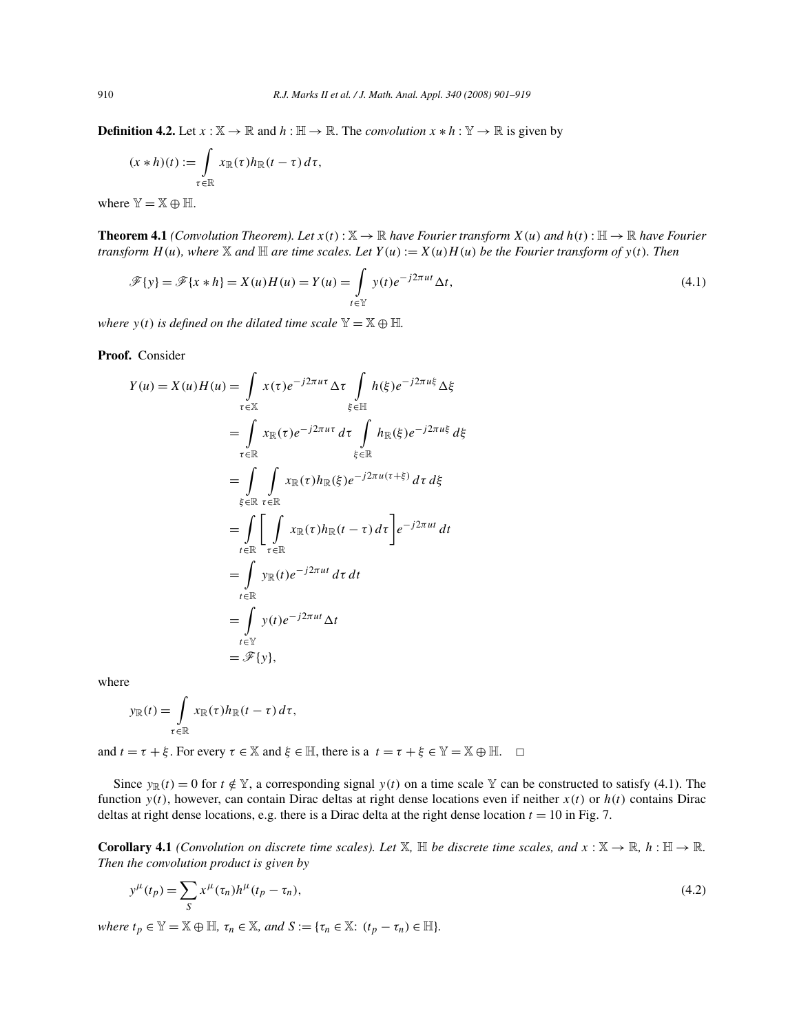**Definition 4.2.** Let $x : \mathbb{X} \to \mathbb{R}$ and $h : \mathbb{H} \to \mathbb{R}$. The *convolution* $x * h : \mathbb{Y} \to \mathbb{R}$ is given by

$$(x * h)(t) := \int_{\tau \in \mathbb{R}} x_{\mathbb{R}}(\tau) h_{\mathbb{R}}(t - \tau)\, d\tau,$$

where $\mathbb{Y} = \mathbb{X} \oplus \mathbb{H}$.

**Theorem 4.1** *(Convolution Theorem). Let $x(t) : \mathbb{X} \to \mathbb{R}$ have Fourier transform $X(u)$ and $h(t) : \mathbb{H} \to \mathbb{R}$ have Fourier transform $H(u)$, where $\mathbb{X}$ and $\mathbb{H}$ are time scales. Let $Y(u) := X(u)H(u)$ be the Fourier transform of $y(t)$. Then*

$$\mathscr{F}\{y\} = \mathscr{F}\{x * h\} = X(u)H(u) = Y(u) = \int_{t \in \mathbb{Y}} y(t) e^{-j2\pi u t}\, \Delta t, \tag{4.1}$$

*where $y(t)$ is defined on the dilated time scale $\mathbb{Y} = \mathbb{X} \oplus \mathbb{H}$.*

**Proof.** Consider

$$\begin{aligned}
Y(u) = X(u)H(u) &= \int_{\tau \in \mathbb{X}} x(\tau) e^{-j2\pi u \tau}\, \Delta\tau \int_{\xi \in \mathbb{H}} h(\xi) e^{-j2\pi u \xi}\, \Delta\xi \\
&= \int_{\tau \in \mathbb{R}} x_{\mathbb{R}}(\tau) e^{-j2\pi u \tau}\, d\tau \int_{\xi \in \mathbb{R}} h_{\mathbb{R}}(\xi) e^{-j2\pi u \xi}\, d\xi \\
&= \int_{\xi \in \mathbb{R}} \int_{\tau \in \mathbb{R}} x_{\mathbb{R}}(\tau) h_{\mathbb{R}}(\xi) e^{-j2\pi u(\tau + \xi)}\, d\tau\, d\xi \\
&= \int_{t \in \mathbb{R}} \left[ \int_{\tau \in \mathbb{R}} x_{\mathbb{R}}(\tau) h_{\mathbb{R}}(t - \tau)\, d\tau \right] e^{-j2\pi u t}\, dt \\
&= \int_{t \in \mathbb{R}} y_{\mathbb{R}}(t) e^{-j2\pi u t}\, d\tau\, dt \\
&= \int_{t \in \mathbb{Y}} y(t) e^{-j2\pi u t}\, \Delta t \\
&= \mathscr{F}\{y\},
\end{aligned}$$

where

$$y_{\mathbb{R}}(t) = \int_{\tau \in \mathbb{R}} x_{\mathbb{R}}(\tau) h_{\mathbb{R}}(t - \tau)\, d\tau,$$

and $t = \tau + \xi$. For every $\tau \in \mathbb{X}$ and $\xi \in \mathbb{H}$, there is a $t = \tau + \xi \in \mathbb{Y} = \mathbb{X} \oplus \mathbb{H}$. □

Since $y_{\mathbb{R}}(t) = 0$ for $t \notin \mathbb{Y}$, a corresponding signal $y(t)$ on a time scale $\mathbb{Y}$ can be constructed to satisfy (4.1). The function $y(t)$, however, can contain Dirac deltas at right dense locations even if neither $x(t)$ or $h(t)$ contains Dirac deltas at right dense locations, e.g. there is a Dirac delta at the right dense location $t = 10$ in Fig. 7.

**Corollary 4.1** *(Convolution on discrete time scales). Let $\mathbb{X}$, $\mathbb{H}$ be discrete time scales, and $x : \mathbb{X} \to \mathbb{R}$, $h : \mathbb{H} \to \mathbb{R}$. Then the convolution product is given by*

$$y^{\mu}(t_p) = \sum_{S} x^{\mu}(\tau_n) h^{\mu}(t_p - \tau_n), \tag{4.2}$$

*where $t_p \in \mathbb{Y} = \mathbb{X} \oplus \mathbb{H}$, $\tau_n \in \mathbb{X}$, and $S := \{\tau_n \in \mathbb{X}\colon (t_p - \tau_n) \in \mathbb{H}\}$.*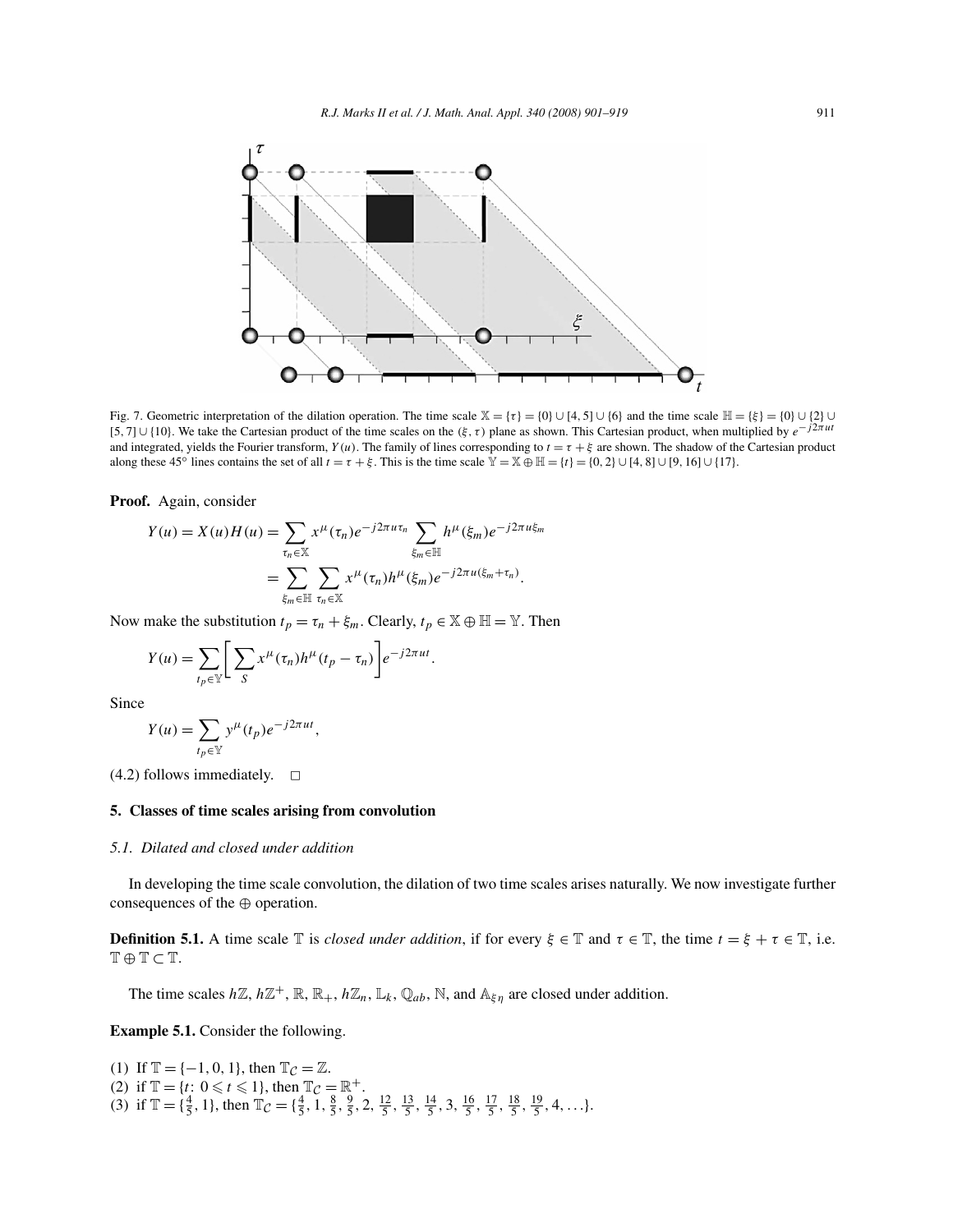Fig. 7. Geometric interpretation of the dilation operation. The time scale $\mathbb{X} = \{\tau\} = \{0\} \cup [4, 5] \cup \{6\}$ and the time scale $\mathbb{H} = \{\xi\} = \{0\} \cup \{2\} \cup [5, 7] \cup \{10\}$. We take the Cartesian product of the time scales on the $(\xi, \tau)$ plane as shown. This Cartesian product, when multiplied by $e^{-j2\pi ut}$ and integrated, yields the Fourier transform, $Y(u)$. The family of lines corresponding to $t = \tau + \xi$ are shown. The shadow of the Cartesian product along these 45° lines contains the set of all $t = \tau + \xi$. This is the time scale $\mathbb{Y} = \mathbb{X} \oplus \mathbb{H} = \{t\} = \{0, 2\} \cup [4, 8] \cup [9, 16] \cup \{17\}$.

**Proof.** Again, consider

$$Y(u) = X(u)H(u) = \sum_{\tau_n \in \mathbb{X}} x^{\mu}(\tau_n) e^{-j2\pi u \tau_n} \sum_{\xi_m \in \mathbb{H}} h^{\mu}(\xi_m) e^{-j2\pi u \xi_m}$$

$$= \sum_{\xi_m \in \mathbb{H}} \sum_{\tau_n \in \mathbb{X}} x^{\mu}(\tau_n) h^{\mu}(\xi_m) e^{-j2\pi u(\xi_m + \tau_n)}.$$

Now make the substitution $t_p = \tau_n + \xi_m$. Clearly, $t_p \in \mathbb{X} \oplus \mathbb{H} = \mathbb{Y}$. Then

$$Y(u) = \sum_{t_p \in \mathbb{Y}} \left[ \sum_{S} x^{\mu}(\tau_n) h^{\mu}(t_p - \tau_n) \right] e^{-j2\pi ut}.$$

Since

$$Y(u) = \sum_{t_p \in \mathbb{Y}} y^{\mu}(t_p) e^{-j2\pi ut},$$

(4.2) follows immediately. $\square$

## 5. Classes of time scales arising from convolution

### 5.1. Dilated and closed under addition

In developing the time scale convolution, the dilation of two time scales arises naturally. We now investigate further consequences of the $\oplus$ operation.

**Definition 5.1.** A time scale $\mathbb{T}$ is *closed under addition*, if for every $\xi \in \mathbb{T}$ and $\tau \in \mathbb{T}$, the time $t = \xi + \tau \in \mathbb{T}$, i.e. $\mathbb{T} \oplus \mathbb{T} \subset \mathbb{T}$.

The time scales $h\mathbb{Z}$, $h\mathbb{Z}^+$, $\mathbb{R}$, $\mathbb{R}_+$, $h\mathbb{Z}_n$, $\mathbb{L}_k$, $\mathbb{Q}_{ab}$, $\mathbb{N}$, and $\mathbb{A}_{\xi\eta}$ are closed under addition.

**Example 5.1.** Consider the following.

(1) If $\mathbb{T} = \{-1, 0, 1\}$, then $\mathbb{T}_{\mathcal{C}} = \mathbb{Z}$.
(2) if $\mathbb{T} = \{t{:}\ 0 \leqslant t \leqslant 1\}$, then $\mathbb{T}_{\mathcal{C}} = \mathbb{R}^+$.
(3) if $\mathbb{T} = \{\frac{4}{5}, 1\}$, then $\mathbb{T}_{\mathcal{C}} = \{\frac{4}{5}, 1, \frac{8}{5}, \frac{9}{5}, 2, \frac{12}{5}, \frac{13}{5}, \frac{14}{5}, 3, \frac{16}{5}, \frac{17}{5}, \frac{18}{5}, \frac{19}{5}, 4, \ldots\}$.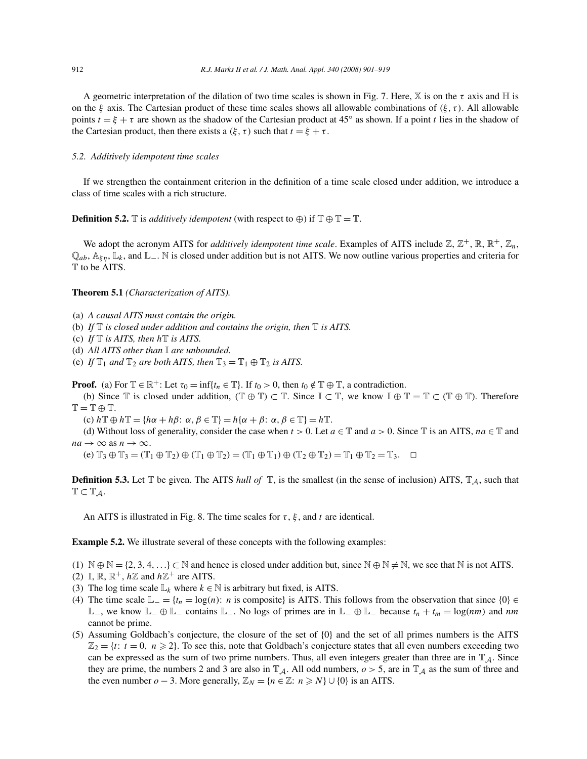A geometric interpretation of the dilation of two time scales is shown in Fig. 7. Here, $\mathbb{X}$ is on the $\tau$ axis and $\mathbb{H}$ is on the $\xi$ axis. The Cartesian product of these time scales shows all allowable combinations of $(\xi, \tau)$. All allowable points $t = \xi + \tau$ are shown as the shadow of the Cartesian product at 45° as shown. If a point $t$ lies in the shadow of the Cartesian product, then there exists a $(\xi, \tau)$ such that $t = \xi + \tau$.

### 5.2. Additively idempotent time scales

If we strengthen the containment criterion in the definition of a time scale closed under addition, we introduce a class of time scales with a rich structure.

**Definition 5.2.** $\mathbb{T}$ is *additively idempotent* (with respect to $\oplus$) if $\mathbb{T} \oplus \mathbb{T} = \mathbb{T}$.

We adopt the acronym AITS for *additively idempotent time scale*. Examples of AITS include $\mathbb{Z}$, $\mathbb{Z}^+$, $\mathbb{R}$, $\mathbb{R}^+$, $\mathbb{Z}_n$, $\mathbb{Q}_{ab}$, $\mathbb{A}_{\xi\eta}$, $\mathbb{L}_k$, and $\mathbb{L}_-$. $\mathbb{N}$ is closed under addition but is not AITS. We now outline various properties and criteria for $\mathbb{T}$ to be AITS.

**Theorem 5.1** *(Characterization of AITS).*

(a) *A causal AITS must contain the origin.*
(b) *If $\mathbb{T}$ is closed under addition and contains the origin, then $\mathbb{T}$ is AITS.*
(c) *If $\mathbb{T}$ is AITS, then $h\mathbb{T}$ is AITS.*
(d) *All AITS other than $\mathbb{I}$ are unbounded.*
(e) *If $\mathbb{T}_1$ and $\mathbb{T}_2$ are both AITS, then $\mathbb{T}_3 = \mathbb{T}_1 \oplus \mathbb{T}_2$ is AITS.*

**Proof.** (a) For $\mathbb{T} \in \mathbb{R}^+$: Let $\tau_0 = \inf\{t_n \in \mathbb{T}\}$. If $t_0 > 0$, then $t_0 \notin \mathbb{T} \oplus \mathbb{T}$, a contradiction.

(b) Since $\mathbb{T}$ is closed under addition, $(\mathbb{T} \oplus \mathbb{T}) \subset \mathbb{T}$. Since $\mathbb{I} \subset \mathbb{T}$, we know $\mathbb{I} \oplus \mathbb{T} = \mathbb{T} \subset (\mathbb{T} \oplus \mathbb{T})$. Therefore $\mathbb{T} = \mathbb{T} \oplus \mathbb{T}$.

(c) $h\mathbb{T} \oplus h\mathbb{T} = \{h\alpha + h\beta\colon \alpha, \beta \in \mathbb{T}\} = h\{\alpha + \beta\colon \alpha, \beta \in \mathbb{T}\} = h\mathbb{T}$.

(d) Without loss of generality, consider the case when $t > 0$. Let $a \in \mathbb{T}$ and $a > 0$. Since $\mathbb{T}$ is an AITS, $na \in \mathbb{T}$ and $na \to \infty$ as $n \to \infty$.

(e) $\mathbb{T}_3 \oplus \mathbb{T}_3 = (\mathbb{T}_1 \oplus \mathbb{T}_2) \oplus (\mathbb{T}_1 \oplus \mathbb{T}_2) = (\mathbb{T}_1 \oplus \mathbb{T}_1) \oplus (\mathbb{T}_2 \oplus \mathbb{T}_2) = \mathbb{T}_1 \oplus \mathbb{T}_2 = \mathbb{T}_3$. $\square$

**Definition 5.3.** Let $\mathbb{T}$ be given. The AITS *hull of* $\mathbb{T}$, is the smallest (in the sense of inclusion) AITS, $\mathbb{T}_{\mathcal{A}}$, such that $\mathbb{T} \subset \mathbb{T}_{\mathcal{A}}$.

An AITS is illustrated in Fig. 8. The time scales for $\tau$, $\xi$, and $t$ are identical.

**Example 5.2.** We illustrate several of these concepts with the following examples:

(1) $\mathbb{N} \oplus \mathbb{N} = \{2, 3, 4, \ldots\} \subset \mathbb{N}$ and hence is closed under addition but, since $\mathbb{N} \oplus \mathbb{N} \neq \mathbb{N}$, we see that $\mathbb{N}$ is not AITS.
(2) $\mathbb{I}$, $\mathbb{R}$, $\mathbb{R}^+$, $h\mathbb{Z}$ and $h\mathbb{Z}^+$ are AITS.
(3) The log time scale $\mathbb{L}_k$ where $k \in \mathbb{N}$ is arbitrary but fixed, is AITS.
(4) The time scale $\mathbb{L}_- = \{t_n = \log(n)\colon n \text{ is composite}\}$ is AITS. This follows from the observation that since $\{0\} \in \mathbb{L}_-$, we know $\mathbb{L}_- \oplus \mathbb{L}_-$ contains $\mathbb{L}_-$. No logs of primes are in $\mathbb{L}_- \oplus \mathbb{L}_-$ because $t_n + t_m = \log(nm)$ and $nm$ cannot be prime.
(5) Assuming Goldbach's conjecture, the closure of the set of $\{0\}$ and the set of all primes numbers is the AITS $\mathbb{Z}_2 = \{t\colon t = 0,\ n \geqslant 2\}$. To see this, note that Goldbach's conjecture states that all even numbers exceeding two can be expressed as the sum of two prime numbers. Thus, all even integers greater than three are in $\mathbb{T}_{\mathcal{A}}$. Since they are prime, the numbers 2 and 3 are also in $\mathbb{T}_{\mathcal{A}}$. All odd numbers, $o > 5$, are in $\mathbb{T}_{\mathcal{A}}$ as the sum of three and the even number $o - 3$. More generally, $\mathbb{Z}_N = \{n \in \mathbb{Z}\colon n \geqslant N\} \cup \{0\}$ is an AITS.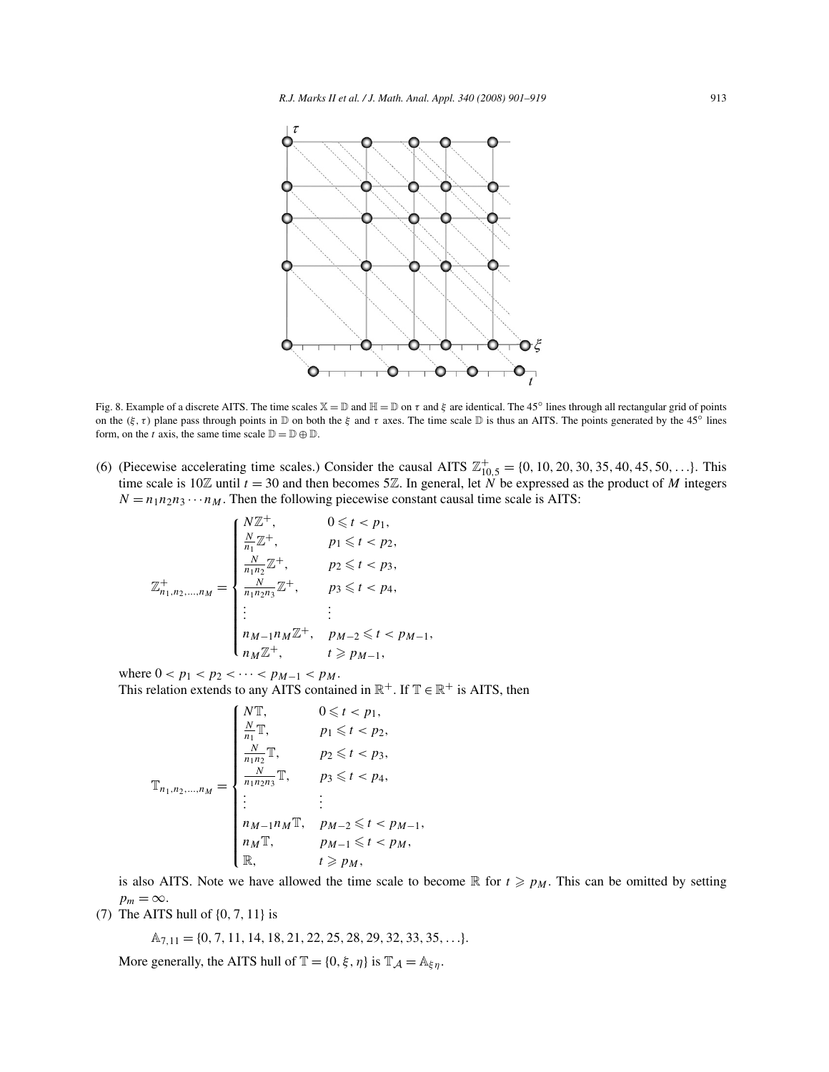Fig. 8. Example of a discrete AITS. The time scales $\mathbb{X} = \mathbb{D}$ and $\mathbb{H} = \mathbb{D}$ on $\tau$ and $\xi$ are identical. The 45° lines through all rectangular grid of points on the $(\xi, \tau)$ plane pass through points in $\mathbb{D}$ on both the $\xi$ and $\tau$ axes. The time scale $\mathbb{D}$ is thus an AITS. The points generated by the 45° lines form, on the $t$ axis, the same time scale $\mathbb{D} = \mathbb{D} \oplus \mathbb{D}$.

(6) (Piecewise accelerating time scales.) Consider the causal AITS $\mathbb{Z}^+_{10,5} = \{0, 10, 20, 30, 35, 40, 45, 50, \ldots\}$. This time scale is $10\mathbb{Z}$ until $t = 30$ and then becomes $5\mathbb{Z}$. In general, let $N$ be expressed as the product of $M$ integers $N = n_1 n_2 n_3 \cdots n_M$. Then the following piecewise constant causal time scale is AITS:

$$
\mathbb{Z}^+_{n_1,n_2,\ldots,n_M} = \begin{cases} N\mathbb{Z}^+, & 0 \leqslant t < p_1, \\ \frac{N}{n_1}\mathbb{Z}^+, & p_1 \leqslant t < p_2, \\ \frac{N}{n_1 n_2}\mathbb{Z}^+, & p_2 \leqslant t < p_3, \\ \frac{N}{n_1 n_2 n_3}\mathbb{Z}^+, & p_3 \leqslant t < p_4, \\ \vdots & \vdots \\ n_{M-1} n_M \mathbb{Z}^+, & p_{M-2} \leqslant t < p_{M-1}, \\ n_M \mathbb{Z}^+, & t \geqslant p_{M-1}, \end{cases}
$$

where $0 < p_1 < p_2 < \cdots < p_{M-1} < p_M$.
This relation extends to any AITS contained in $\mathbb{R}^+$. If $\mathbb{T} \in \mathbb{R}^+$ is AITS, then

$$
\mathbb{T}_{n_1,n_2,\ldots,n_M} = \begin{cases} N\mathbb{T}, & 0 \leqslant t < p_1, \\ \frac{N}{n_1}\mathbb{T}, & p_1 \leqslant t < p_2, \\ \frac{N}{n_1 n_2}\mathbb{T}, & p_2 \leqslant t < p_3, \\ \frac{N}{n_1 n_2 n_3}\mathbb{T}, & p_3 \leqslant t < p_4, \\ \vdots & \vdots \\ n_{M-1} n_M \mathbb{T}, & p_{M-2} \leqslant t < p_{M-1}, \\ n_M \mathbb{T}, & p_{M-1} \leqslant t < p_M, \\ \mathbb{R}, & t \geqslant p_M, \end{cases}
$$

is also AITS. Note we have allowed the time scale to become $\mathbb{R}$ for $t \geqslant p_M$. This can be omitted by setting $p_m = \infty$.

(7) The AITS hull of $\{0, 7, 11\}$ is

$$\mathbb{A}_{7,11} = \{0, 7, 11, 14, 18, 21, 22, 25, 28, 29, 32, 33, 35, \ldots\}.$$

More generally, the AITS hull of $\mathbb{T} = \{0, \xi, \eta\}$ is $\mathbb{T}_{\mathcal{A}} = \mathbb{A}_{\xi\eta}$.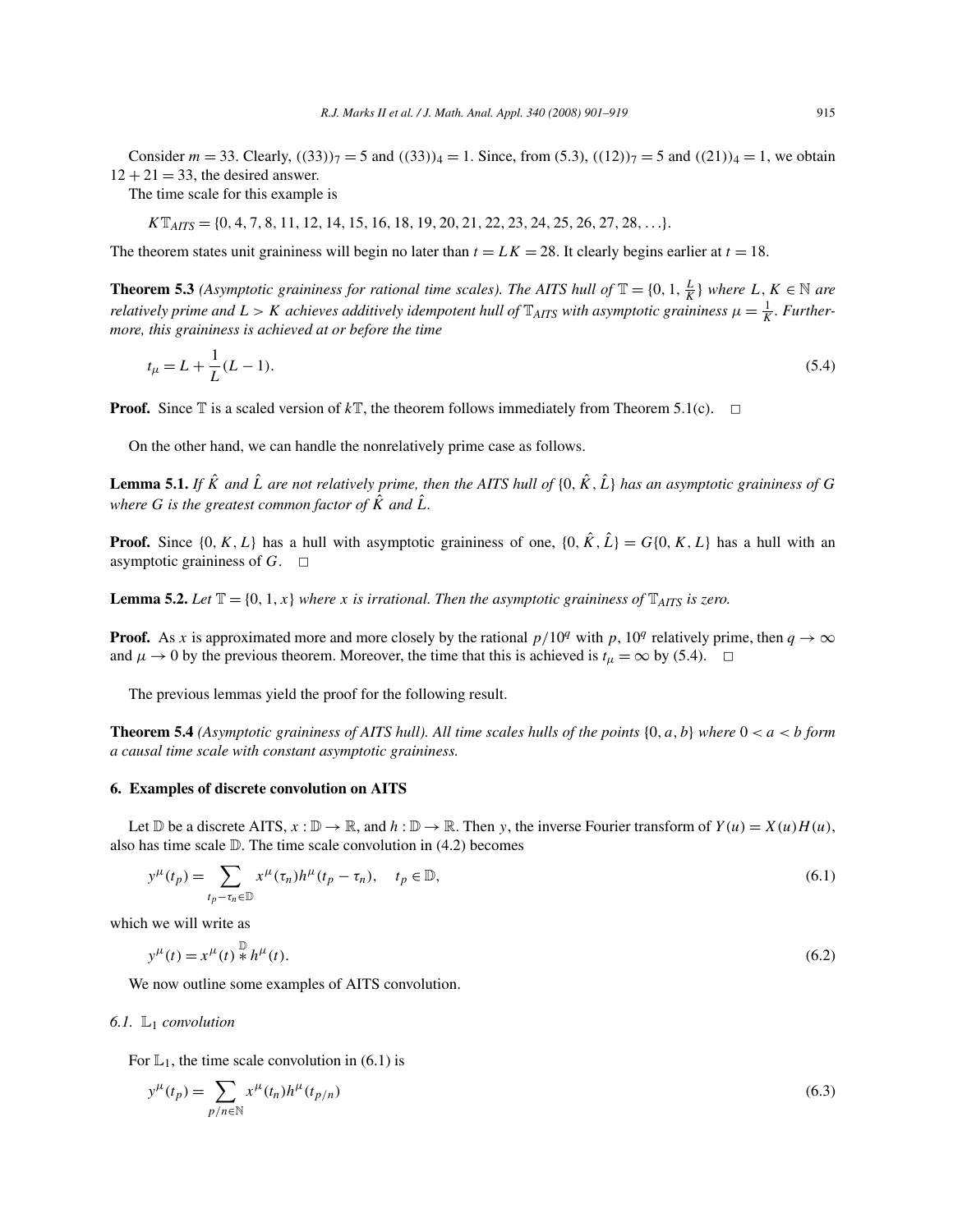Consider $m = 33$. Clearly, $((33))_7 = 5$ and $((33))_4 = 1$. Since, from (5.3), $((12))_7 = 5$ and $((21))_4 = 1$, we obtain $12 + 21 = 33$, the desired answer.

The time scale for this example is

$$K\mathbb{T}_{AITS} = \{0, 4, 7, 8, 11, 12, 14, 15, 16, 18, 19, 20, 21, 22, 23, 24, 25, 26, 27, 28, \ldots\}.$$

The theorem states unit graininess will begin no later than $t = LK = 28$. It clearly begins earlier at $t = 18$.

**Theorem 5.3** *(Asymptotic graininess for rational time scales). The AITS hull of* $\mathbb{T} = \{0, 1, \frac{L}{K}\}$ *where* $L, K \in \mathbb{N}$ *are relatively prime and* $L > K$ *achieves additively idempotent hull of* $\mathbb{T}_{AITS}$ *with asymptotic graininess* $\mu = \frac{1}{K}$*. Furthermore, this graininess is achieved at or before the time*

$$t_\mu = L + \frac{1}{L}(L - 1). \tag{5.4}$$

**Proof.** Since $\mathbb{T}$ is a scaled version of $k\mathbb{T}$, the theorem follows immediately from Theorem 5.1(c). $\square$

On the other hand, we can handle the nonrelatively prime case as follows.

**Lemma 5.1.** *If* $\hat{K}$ *and* $\hat{L}$ *are not relatively prime, then the AITS hull of* $\{0, \hat{K}, \hat{L}\}$ *has an asymptotic graininess of* $G$ *where* $G$ *is the greatest common factor of* $\hat{K}$ *and* $\hat{L}$*.*

**Proof.** Since $\{0, K, L\}$ has a hull with asymptotic graininess of one, $\{0, \hat{K}, \hat{L}\} = G\{0, K, L\}$ has a hull with an asymptotic graininess of $G$. $\square$

**Lemma 5.2.** *Let* $\mathbb{T} = \{0, 1, x\}$ *where* $x$ *is irrational. Then the asymptotic graininess of* $\mathbb{T}_{AITS}$ *is zero.*

**Proof.** As $x$ is approximated more and more closely by the rational $p/10^q$ with $p$, $10^q$ relatively prime, then $q \to \infty$ and $\mu \to 0$ by the previous theorem. Moreover, the time that this is achieved is $t_\mu = \infty$ by (5.4). $\square$

The previous lemmas yield the proof for the following result.

**Theorem 5.4** *(Asymptotic graininess of AITS hull). All time scales hulls of the points* $\{0, a, b\}$ *where* $0 < a < b$ *form a causal time scale with constant asymptotic graininess.*

## 6. Examples of discrete convolution on AITS

Let $\mathbb{D}$ be a discrete AITS, $x : \mathbb{D} \to \mathbb{R}$, and $h : \mathbb{D} \to \mathbb{R}$. Then $y$, the inverse Fourier transform of $Y(u) = X(u)H(u)$, also has time scale $\mathbb{D}$. The time scale convolution in (4.2) becomes

$$y^\mu(t_p) = \sum_{t_p - \tau_n \in \mathbb{D}} x^\mu(\tau_n) h^\mu(t_p - \tau_n), \quad t_p \in \mathbb{D}, \tag{6.1}$$

which we will write as

$$y^\mu(t) = x^\mu(t) \overset{\mathbb{D}}{*} h^\mu(t). \tag{6.2}$$

We now outline some examples of AITS convolution.

### 6.1. $\mathbb{L}_1$ convolution

For $\mathbb{L}_1$, the time scale convolution in (6.1) is

$$y^\mu(t_p) = \sum_{p/n \in \mathbb{N}} x^\mu(t_n) h^\mu(t_{p/n}) \tag{6.3}$$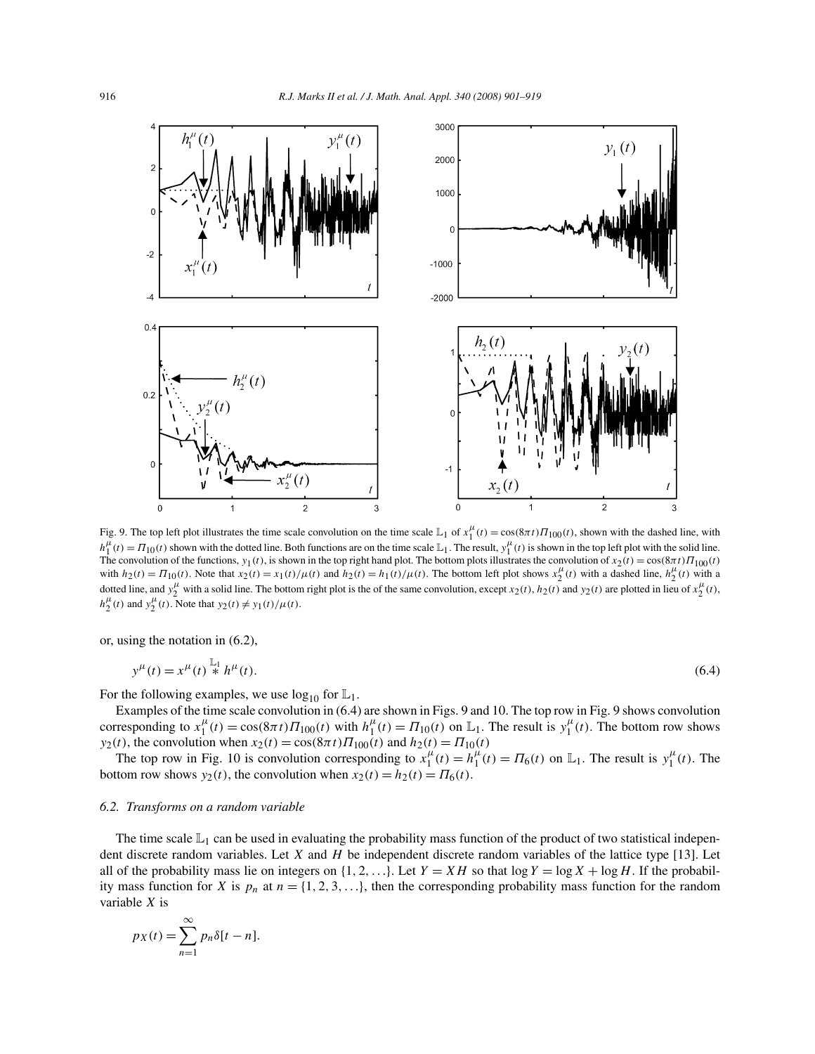Fig. 9. The top left plot illustrates the time scale convolution on the time scale $\mathbb{L}_1$ of $x_1^\mu(t) = \cos(8\pi t)\Pi_{100}(t)$, shown with the dashed line, with $h_1^\mu(t) = \Pi_{10}(t)$ shown with the dotted line. Both functions are on the time scale $\mathbb{L}_1$. The result, $y_1^\mu(t)$ is shown in the top left plot with the solid line. The convolution of the functions, $y_1(t)$, is shown in the top right hand plot. The bottom plots illustrates the convolution of $x_2(t) = \cos(8\pi t)\Pi_{100}(t)$ with $h_2(t) = \Pi_{10}(t)$. Note that $x_2(t) = x_1(t)/\mu(t)$ and $h_2(t) = h_1(t)/\mu(t)$. The bottom left plot shows $x_2^\mu(t)$ with a dashed line, $h_2^\mu(t)$ with a dotted line, and $y_2^\mu$ with a solid line. The bottom right plot is the of the same convolution, except $x_2(t)$, $h_2(t)$ and $y_2(t)$ are plotted in lieu of $x_2^\mu(t)$, $h_2^\mu(t)$ and $y_2^\mu(t)$. Note that $y_2(t) \neq y_1(t)/\mu(t)$.

or, using the notation in (6.2),

$$y^\mu(t) = x^\mu(t) \overset{\mathbb{L}_1}{*} h^\mu(t). \tag{6.4}$$

For the following examples, we use $\log_{10}$ for $\mathbb{L}_1$.

Examples of the time scale convolution in (6.4) are shown in Figs. 9 and 10. The top row in Fig. 9 shows convolution corresponding to $x_1^\mu(t) = \cos(8\pi t)\Pi_{100}(t)$ with $h_1^\mu(t) = \Pi_{10}(t)$ on $\mathbb{L}_1$. The result is $y_1^\mu(t)$. The bottom row shows $y_2(t)$, the convolution when $x_2(t) = \cos(8\pi t)\Pi_{100}(t)$ and $h_2(t) = \Pi_{10}(t)$

The top row in Fig. 10 is convolution corresponding to $x_1^\mu(t) = h_1^\mu(t) = \Pi_6(t)$ on $\mathbb{L}_1$. The result is $y_1^\mu(t)$. The bottom row shows $y_2(t)$, the convolution when $x_2(t) = h_2(t) = \Pi_6(t)$.

### 6.2. Transforms on a random variable

The time scale $\mathbb{L}_1$ can be used in evaluating the probability mass function of the product of two statistical independent discrete random variables. Let $X$ and $H$ be independent discrete random variables of the lattice type [13]. Let all of the probability mass lie on integers on $\{1, 2, \ldots\}$. Let $Y = XH$ so that $\log Y = \log X + \log H$. If the probability mass function for $X$ is $p_n$ at $n = \{1, 2, 3, \ldots\}$, then the corresponding probability mass function for the random variable $X$ is

$$p_X(t) = \sum_{n=1}^{\infty} p_n \delta[t - n].$$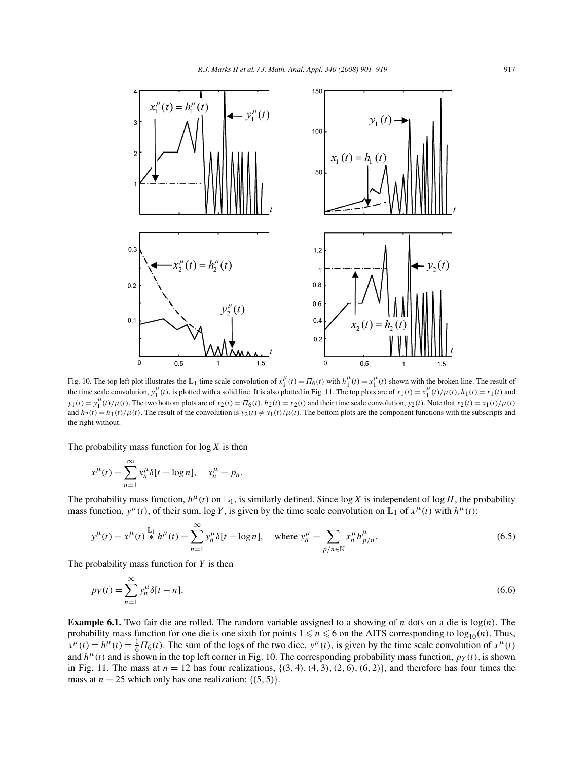Fig. 10. The top left plot illustrates the $\mathbb{L}_1$ time scale convolution of $x_1^\mu(t) = \Pi_6(t)$ with $h_1^\mu(t) = x_1^\mu(t)$ shown with the broken line. The result of the time scale convolution, $y_1^\mu(t)$, is plotted with a solid line. It is also plotted in Fig. 11. The top plots are of $x_1(t) = x_1^\mu(t)/\mu(t)$, $h_1(t) = x_1(t)$ and $y_1(t) = y_1^\mu(t)/\mu(t)$. The two bottom plots are of $x_2(t) = \Pi_6(t)$, $h_2(t) = x_2(t)$ and their time scale convolution, $y_2(t)$. Note that $x_2(t) = x_1(t)/\mu(t)$ and $h_2(t) = h_1(t)/\mu(t)$. The result of the convolution is $y_2(t) \neq y_1(t)/\mu(t)$. The bottom plots are the component functions with the subscripts and the right without.

The probability mass function for $\log X$ is then

$$x^\mu(t) = \sum_{n=1}^{\infty} x_n^\mu \delta[t - \log n], \quad x_n^\mu = p_n.$$

The probability mass function, $h^\mu(t)$ on $\mathbb{L}_1$, is similarly defined. Since $\log X$ is independent of $\log H$, the probability mass function, $y^\mu(t)$, of their sum, $\log Y$, is given by the time scale convolution on $\mathbb{L}_1$ of $x^\mu(t)$ with $h^\mu(t)$:

$$y^\mu(t) = x^\mu(t) \overset{\mathbb{L}_1}{*} h^\mu(t) = \sum_{n=1}^{\infty} y_n^\mu \delta[t - \log n], \quad \text{where } y_n^\mu = \sum_{p/n \in \mathbb{N}} x_n^\mu h_{p/n}^\mu. \tag{6.5}$$

The probability mass function for $Y$ is then

$$p_Y(t) = \sum_{n=1}^{\infty} y_n^\mu \delta[t - n]. \tag{6.6}$$

**Example 6.1.** Two fair die are rolled. The random variable assigned to a showing of $n$ dots on a die is $\log(n)$. The probability mass function for one die is one sixth for points $1 \leqslant n \leqslant 6$ on the AITS corresponding to $\log_{10}(n)$. Thus, $x^\mu(t) = h^\mu(t) = \frac{1}{6}\Pi_6(t)$. The sum of the logs of the two dice, $y^\mu(t)$, is given by the time scale convolution of $x^\mu(t)$ and $h^\mu(t)$ and is shown in the top left corner in Fig. 10. The corresponding probability mass function, $p_Y(t)$, is shown in Fig. 11. The mass at $n = 12$ has four realizations, $\{(3,4), (4,3), (2,6), (6,2)\}$, and therefore has four times the mass at $n = 25$ which only has one realization: $\{(5,5)\}$.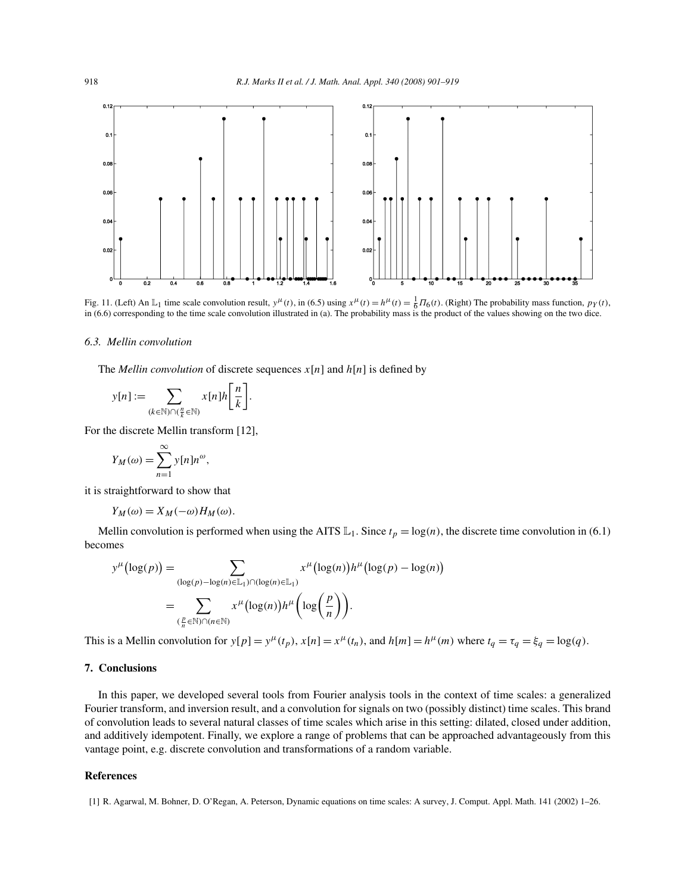Fig. 11. (Left) An $\mathbb{L}_1$ time scale convolution result, $y^{\mu}(t)$, in (6.5) using $x^{\mu}(t) = h^{\mu}(t) = \frac{1}{6}\Pi_6(t)$. (Right) The probability mass function, $p_Y(t)$, in (6.6) corresponding to the time scale convolution illustrated in (a). The probability mass is the product of the values showing on the two dice.

### 6.3. Mellin convolution

The *Mellin convolution* of discrete sequences $x[n]$ and $h[n]$ is defined by

$$y[n] := \sum_{(k\in\mathbb{N})\cap(\frac{n}{k}\in\mathbb{N})} x[n]h\left[\frac{n}{k}\right].$$

For the discrete Mellin transform [12],

$$Y_M(\omega) = \sum_{n=1}^{\infty} y[n]n^{\omega},$$

it is straightforward to show that

$$Y_M(\omega) = X_M(-\omega)H_M(\omega).$$

Mellin convolution is performed when using the AITS $\mathbb{L}_1$. Since $t_p = \log(n)$, the discrete time convolution in (6.1) becomes

$$\begin{aligned}
y^{\mu}\big(\log(p)\big) &= \sum_{(\log(p)-\log(n)\in\mathbb{L}_1)\cap(\log(n)\in\mathbb{L}_1)} x^{\mu}\big(\log(n)\big)h^{\mu}\big(\log(p)-\log(n)\big) \\
&= \sum_{(\frac{p}{n}\in\mathbb{N})\cap(n\in\mathbb{N})} x^{\mu}\big(\log(n)\big)h^{\mu}\left(\log\left(\frac{p}{n}\right)\right).
\end{aligned}$$

This is a Mellin convolution for $y[p] = y^{\mu}(t_p)$, $x[n] = x^{\mu}(t_n)$, and $h[m] = h^{\mu}(m)$ where $t_q = \tau_q = \xi_q = \log(q)$.

## 7. Conclusions

In this paper, we developed several tools from Fourier analysis tools in the context of time scales: a generalized Fourier transform, and inversion result, and a convolution for signals on two (possibly distinct) time scales. This brand of convolution leads to several natural classes of time scales which arise in this setting: dilated, closed under addition, and additively idempotent. Finally, we explore a range of problems that can be approached advantageously from this vantage point, e.g. discrete convolution and transformations of a random variable.

## References

[1] R. Agarwal, M. Bohner, D. O'Regan, A. Peterson, Dynamic equations on time scales: A survey, J. Comput. Appl. Math. 141 (2002) 1–26.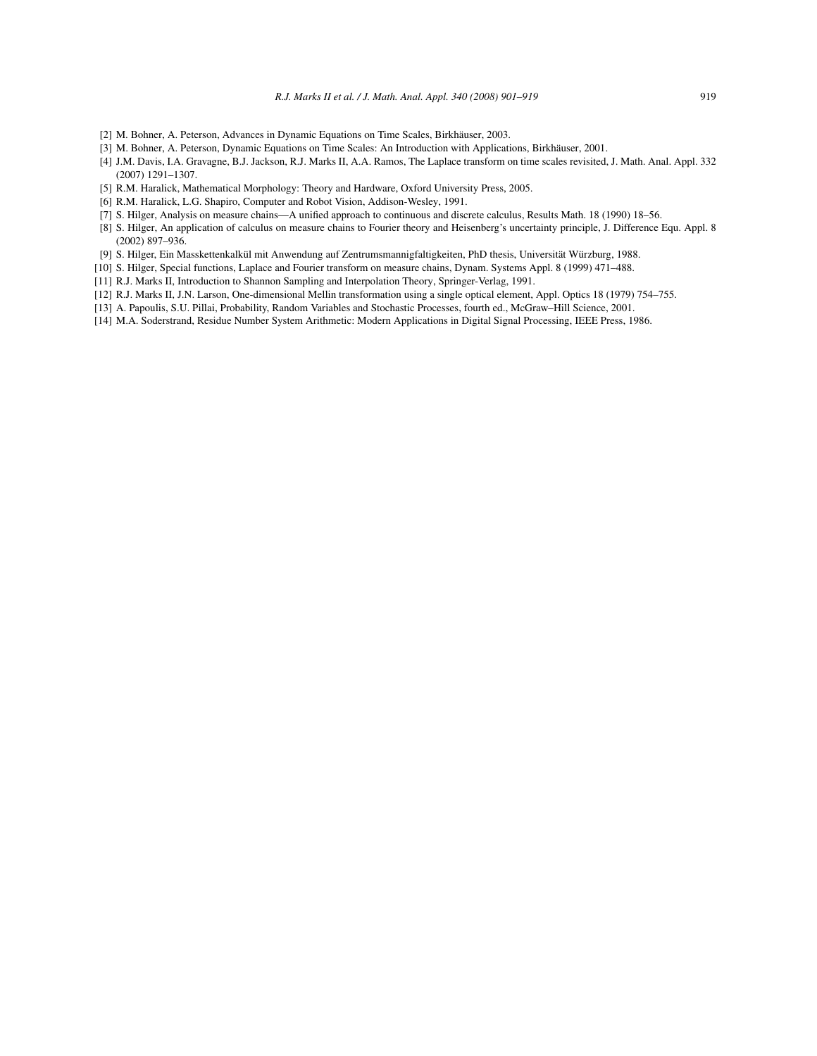[2] M. Bohner, A. Peterson, Advances in Dynamic Equations on Time Scales, Birkhäuser, 2003.

[3] M. Bohner, A. Peterson, Dynamic Equations on Time Scales: An Introduction with Applications, Birkhäuser, 2001.

[4] J.M. Davis, I.A. Gravagne, B.J. Jackson, R.J. Marks II, A.A. Ramos, The Laplace transform on time scales revisited, J. Math. Anal. Appl. 332 (2007) 1291–1307.

[5] R.M. Haralick, Mathematical Morphology: Theory and Hardware, Oxford University Press, 2005.

[6] R.M. Haralick, L.G. Shapiro, Computer and Robot Vision, Addison-Wesley, 1991.

[7] S. Hilger, Analysis on measure chains—A unified approach to continuous and discrete calculus, Results Math. 18 (1990) 18–56.

[8] S. Hilger, An application of calculus on measure chains to Fourier theory and Heisenberg's uncertainty principle, J. Difference Equ. Appl. 8 (2002) 897–936.

[9] S. Hilger, Ein Masskettenkalkül mit Anwendung auf Zentrumsmannigfaltigkeiten, PhD thesis, Universität Würzburg, 1988.

[10] S. Hilger, Special functions, Laplace and Fourier transform on measure chains, Dynam. Systems Appl. 8 (1999) 471–488.

[11] R.J. Marks II, Introduction to Shannon Sampling and Interpolation Theory, Springer-Verlag, 1991.

[12] R.J. Marks II, J.N. Larson, One-dimensional Mellin transformation using a single optical element, Appl. Optics 18 (1979) 754–755.

[13] A. Papoulis, S.U. Pillai, Probability, Random Variables and Stochastic Processes, fourth ed., McGraw–Hill Science, 2001.

[14] M.A. Soderstrand, Residue Number System Arithmetic: Modern Applications in Digital Signal Processing, IEEE Press, 1986.